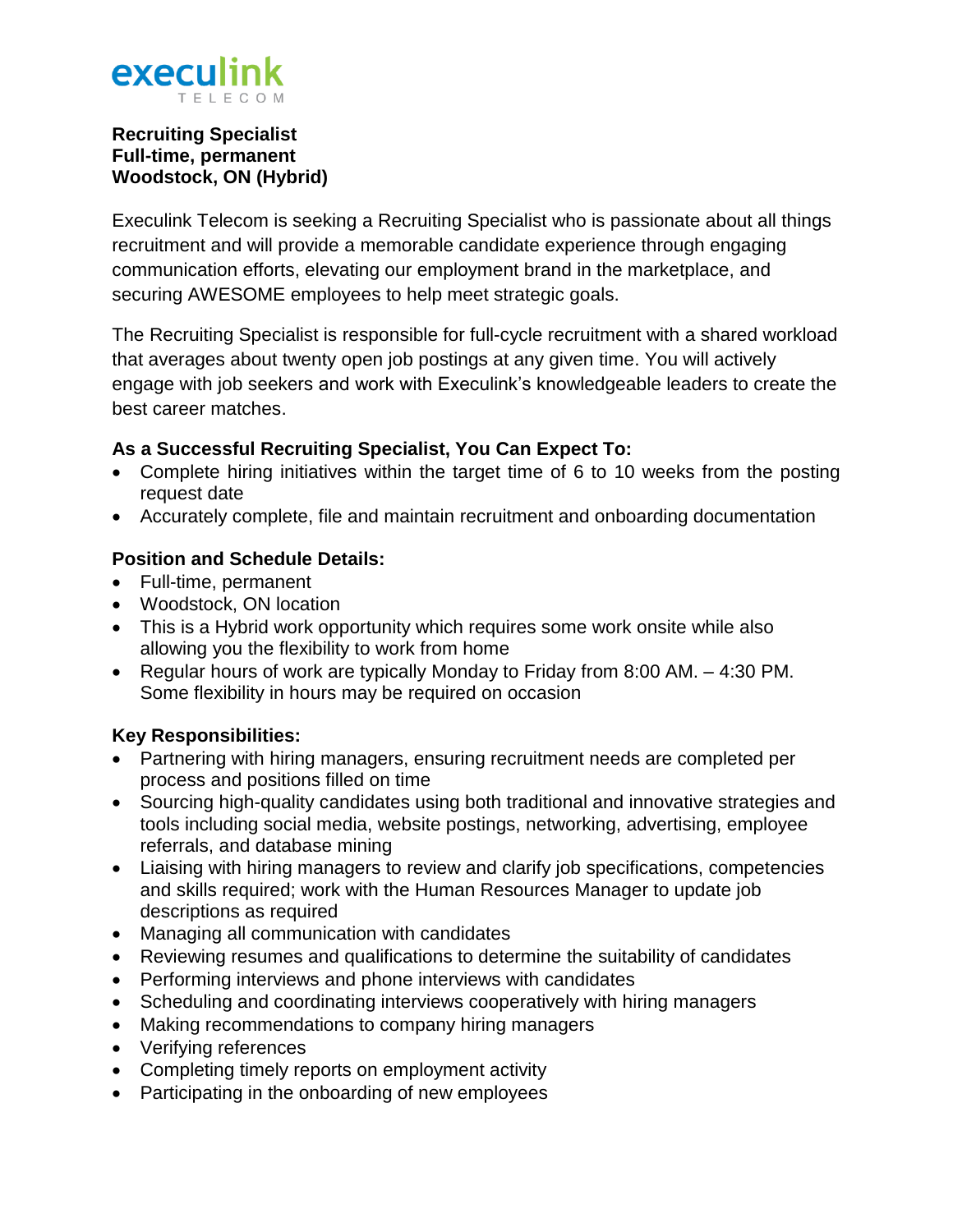execulink TELECOM

**Recruiting Specialist**
**Full-time, permanent**
**Woodstock, ON (Hybrid)**

Execulink Telecom is seeking a Recruiting Specialist who is passionate about all things recruitment and will provide a memorable candidate experience through engaging communication efforts, elevating our employment brand in the marketplace, and securing AWESOME employees to help meet strategic goals.

The Recruiting Specialist is responsible for full-cycle recruitment with a shared workload that averages about twenty open job postings at any given time. You will actively engage with job seekers and work with Execulink's knowledgeable leaders to create the best career matches.

**As a Successful Recruiting Specialist, You Can Expect To:**

- Complete hiring initiatives within the target time of 6 to 10 weeks from the posting request date
- Accurately complete, file and maintain recruitment and onboarding documentation

**Position and Schedule Details:**

- Full-time, permanent
- Woodstock, ON location
- This is a Hybrid work opportunity which requires some work onsite while also allowing you the flexibility to work from home
- Regular hours of work are typically Monday to Friday from 8:00 AM. – 4:30 PM. Some flexibility in hours may be required on occasion

**Key Responsibilities:**

- Partnering with hiring managers, ensuring recruitment needs are completed per process and positions filled on time
- Sourcing high-quality candidates using both traditional and innovative strategies and tools including social media, website postings, networking, advertising, employee referrals, and database mining
- Liaising with hiring managers to review and clarify job specifications, competencies and skills required; work with the Human Resources Manager to update job descriptions as required
- Managing all communication with candidates
- Reviewing resumes and qualifications to determine the suitability of candidates
- Performing interviews and phone interviews with candidates
- Scheduling and coordinating interviews cooperatively with hiring managers
- Making recommendations to company hiring managers
- Verifying references
- Completing timely reports on employment activity
- Participating in the onboarding of new employees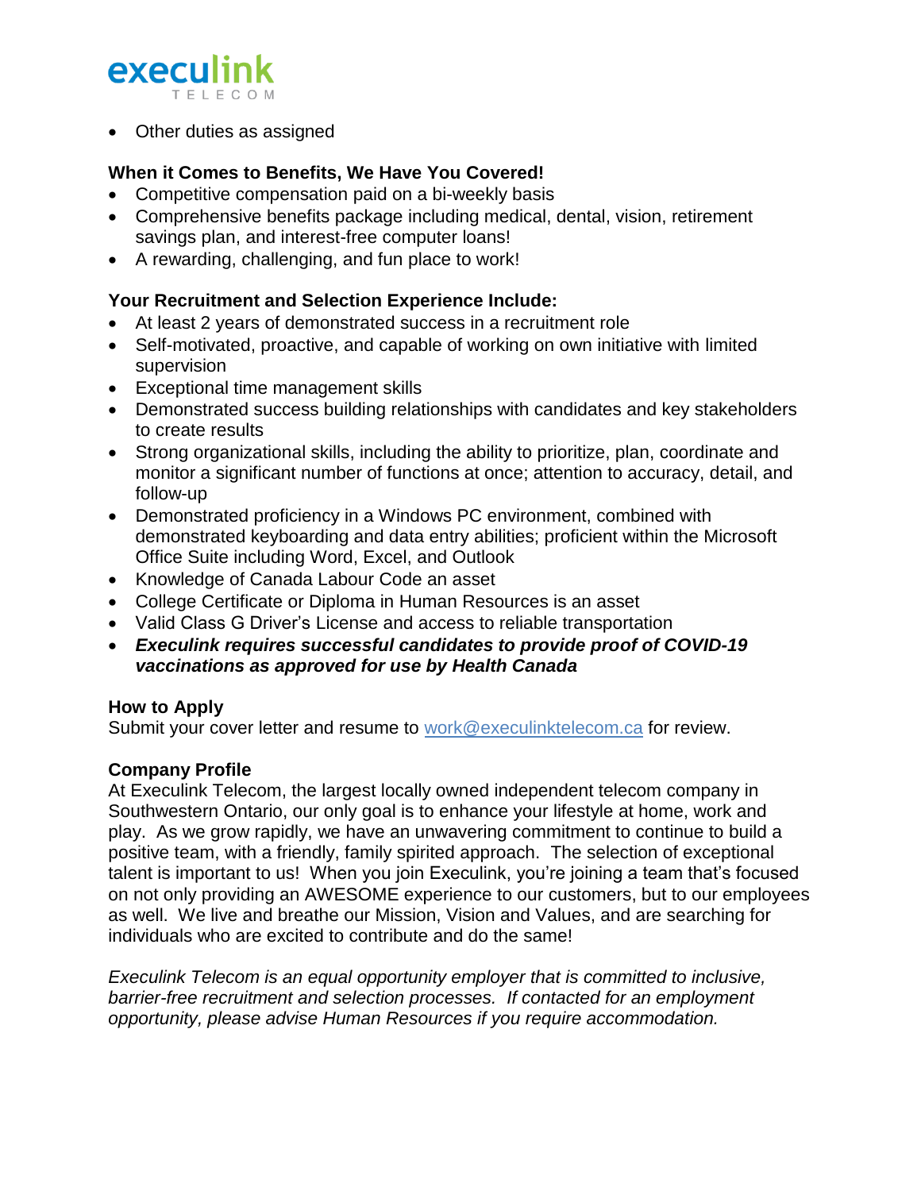- Other duties as assigned

**When it Comes to Benefits, We Have You Covered!**

- Competitive compensation paid on a bi-weekly basis
- Comprehensive benefits package including medical, dental, vision, retirement savings plan, and interest-free computer loans!
- A rewarding, challenging, and fun place to work!

**Your Recruitment and Selection Experience Include:**

- At least 2 years of demonstrated success in a recruitment role
- Self-motivated, proactive, and capable of working on own initiative with limited supervision
- Exceptional time management skills
- Demonstrated success building relationships with candidates and key stakeholders to create results
- Strong organizational skills, including the ability to prioritize, plan, coordinate and monitor a significant number of functions at once; attention to accuracy, detail, and follow-up
- Demonstrated proficiency in a Windows PC environment, combined with demonstrated keyboarding and data entry abilities; proficient within the Microsoft Office Suite including Word, Excel, and Outlook
- Knowledge of Canada Labour Code an asset
- College Certificate or Diploma in Human Resources is an asset
- Valid Class G Driver's License and access to reliable transportation
- ***Execulink requires successful candidates to provide proof of COVID-19 vaccinations as approved for use by Health Canada***

**How to Apply**

Submit your cover letter and resume to work@execulinktelecom.ca for review.

**Company Profile**

At Execulink Telecom, the largest locally owned independent telecom company in Southwestern Ontario, our only goal is to enhance your lifestyle at home, work and play. As we grow rapidly, we have an unwavering commitment to continue to build a positive team, with a friendly, family spirited approach. The selection of exceptional talent is important to us! When you join Execulink, you're joining a team that's focused on not only providing an AWESOME experience to our customers, but to our employees as well. We live and breathe our Mission, Vision and Values, and are searching for individuals who are excited to contribute and do the same!

*Execulink Telecom is an equal opportunity employer that is committed to inclusive, barrier-free recruitment and selection processes. If contacted for an employment opportunity, please advise Human Resources if you require accommodation.*